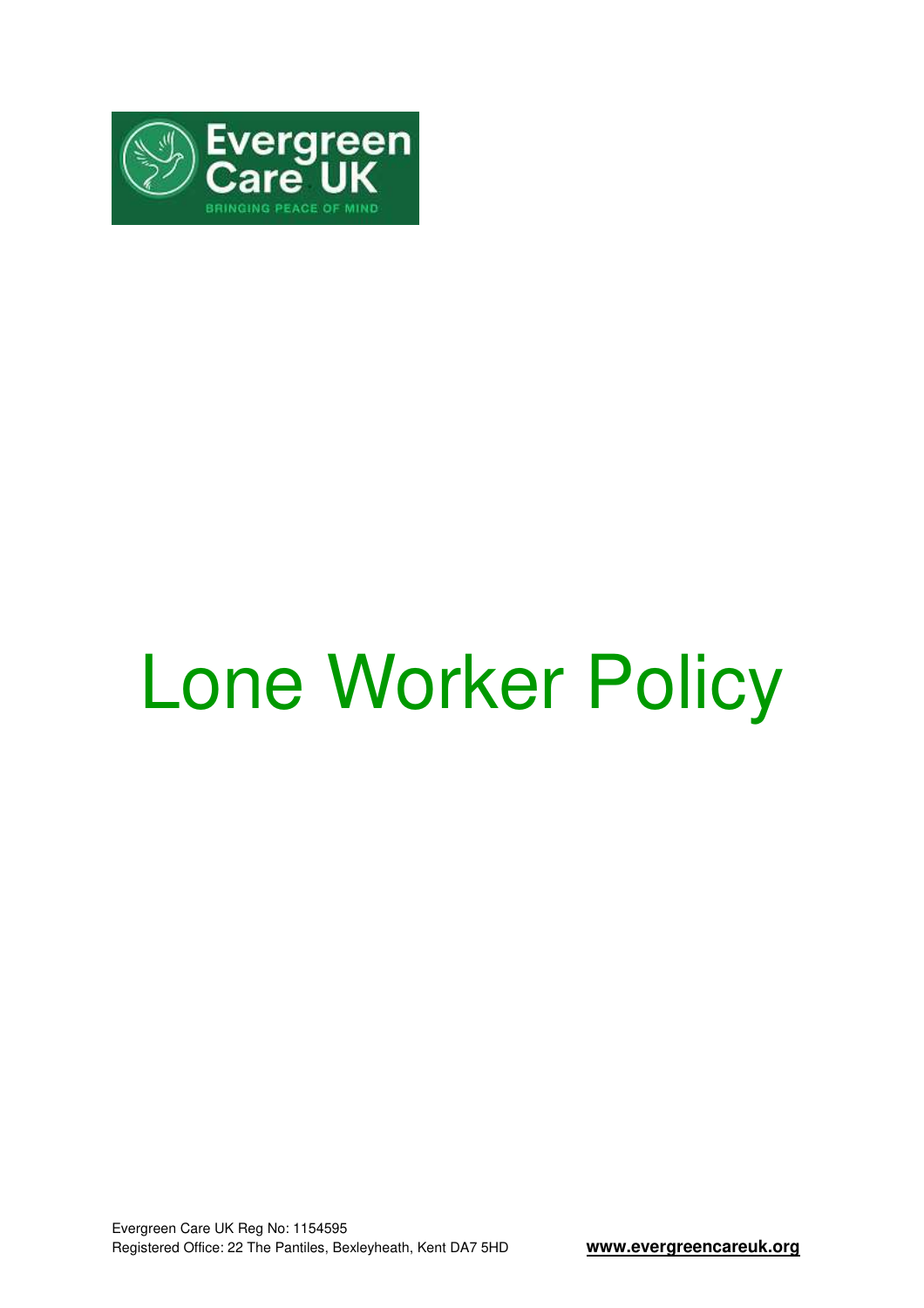Evergreen Care UK

BRINGING PEACE OF MIND

# Lone Worker Policy

Evergreen Care UK Reg No: 1154595
Registered Office: 22 The Pantiles, Bexleyheath, Kent DA7 5HD

**www.evergreencareuk.org**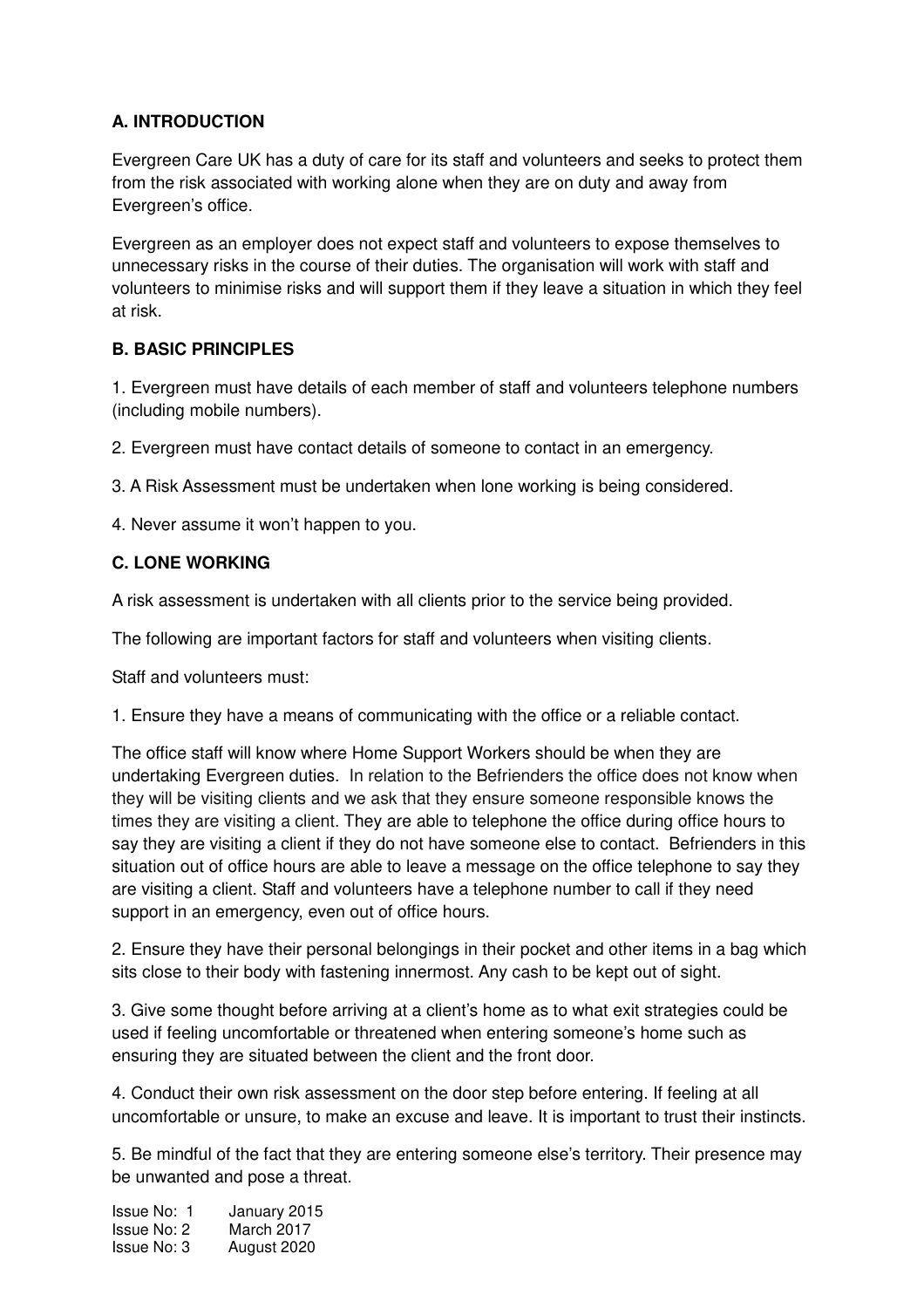## A. INTRODUCTION

Evergreen Care UK has a duty of care for its staff and volunteers and seeks to protect them from the risk associated with working alone when they are on duty and away from Evergreen's office.

Evergreen as an employer does not expect staff and volunteers to expose themselves to unnecessary risks in the course of their duties. The organisation will work with staff and volunteers to minimise risks and will support them if they leave a situation in which they feel at risk.

## B. BASIC PRINCIPLES

1. Evergreen must have details of each member of staff and volunteers telephone numbers (including mobile numbers).

2. Evergreen must have contact details of someone to contact in an emergency.

3. A Risk Assessment must be undertaken when lone working is being considered.

4. Never assume it won't happen to you.

## C. LONE WORKING

A risk assessment is undertaken with all clients prior to the service being provided.

The following are important factors for staff and volunteers when visiting clients.

Staff and volunteers must:

1. Ensure they have a means of communicating with the office or a reliable contact.

The office staff will know where Home Support Workers should be when they are undertaking Evergreen duties. In relation to the Befrienders the office does not know when they will be visiting clients and we ask that they ensure someone responsible knows the times they are visiting a client. They are able to telephone the office during office hours to say they are visiting a client if they do not have someone else to contact. Befrienders in this situation out of office hours are able to leave a message on the office telephone to say they are visiting a client. Staff and volunteers have a telephone number to call if they need support in an emergency, even out of office hours.

2. Ensure they have their personal belongings in their pocket and other items in a bag which sits close to their body with fastening innermost. Any cash to be kept out of sight.

3. Give some thought before arriving at a client's home as to what exit strategies could be used if feeling uncomfortable or threatened when entering someone's home such as ensuring they are situated between the client and the front door.

4. Conduct their own risk assessment on the door step before entering. If feeling at all uncomfortable or unsure, to make an excuse and leave. It is important to trust their instincts.

5. Be mindful of the fact that they are entering someone else's territory. Their presence may be unwanted and pose a threat.

Issue No: 1 January 2015
Issue No: 2 March 2017
Issue No: 3 August 2020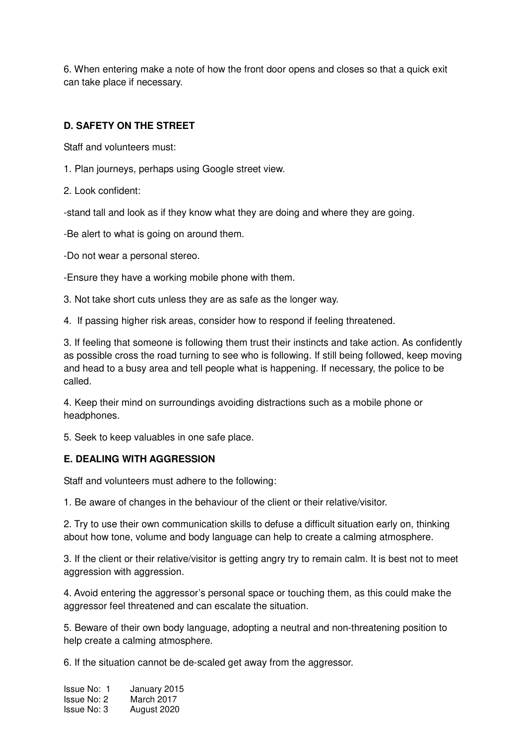6. When entering make a note of how the front door opens and closes so that a quick exit can take place if necessary.

**D. SAFETY ON THE STREET**

Staff and volunteers must:

1. Plan journeys, perhaps using Google street view.

2. Look confident:

-stand tall and look as if they know what they are doing and where they are going.

-Be alert to what is going on around them.

-Do not wear a personal stereo.

-Ensure they have a working mobile phone with them.

3. Not take short cuts unless they are as safe as the longer way.

4. If passing higher risk areas, consider how to respond if feeling threatened.

3. If feeling that someone is following them trust their instincts and take action. As confidently as possible cross the road turning to see who is following. If still being followed, keep moving and head to a busy area and tell people what is happening. If necessary, the police to be called.

4. Keep their mind on surroundings avoiding distractions such as a mobile phone or headphones.

5. Seek to keep valuables in one safe place.

**E. DEALING WITH AGGRESSION**

Staff and volunteers must adhere to the following:

1. Be aware of changes in the behaviour of the client or their relative/visitor.

2. Try to use their own communication skills to defuse a difficult situation early on, thinking about how tone, volume and body language can help to create a calming atmosphere.

3. If the client or their relative/visitor is getting angry try to remain calm. It is best not to meet aggression with aggression.

4. Avoid entering the aggressor's personal space or touching them, as this could make the aggressor feel threatened and can escalate the situation.

5. Beware of their own body language, adopting a neutral and non-threatening position to help create a calming atmosphere.

6. If the situation cannot be de-scaled get away from the aggressor.

Issue No: 1 January 2015
Issue No: 2 March 2017
Issue No: 3 August 2020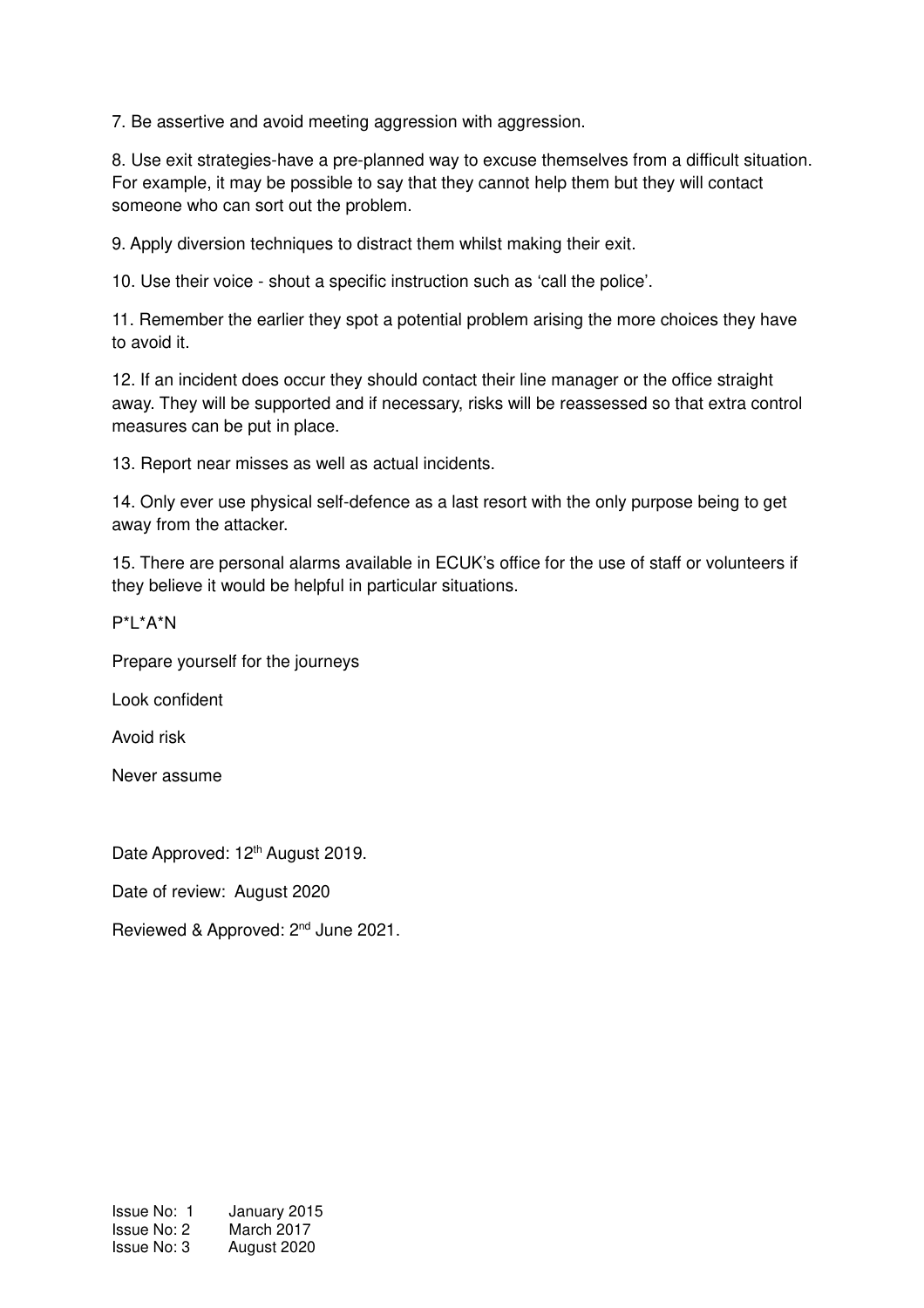7. Be assertive and avoid meeting aggression with aggression.

8. Use exit strategies-have a pre-planned way to excuse themselves from a difficult situation. For example, it may be possible to say that they cannot help them but they will contact someone who can sort out the problem.

9. Apply diversion techniques to distract them whilst making their exit.

10. Use their voice - shout a specific instruction such as 'call the police'.

11. Remember the earlier they spot a potential problem arising the more choices they have to avoid it.

12. If an incident does occur they should contact their line manager or the office straight away. They will be supported and if necessary, risks will be reassessed so that extra control measures can be put in place.

13. Report near misses as well as actual incidents.

14. Only ever use physical self-defence as a last resort with the only purpose being to get away from the attacker.

15. There are personal alarms available in ECUK's office for the use of staff or volunteers if they believe it would be helpful in particular situations.

P*L*A*N

Prepare yourself for the journeys

Look confident

Avoid risk

Never assume

Date Approved: 12th August 2019.

Date of review: August 2020

Reviewed & Approved: 2nd June 2021.

Issue No: 1 January 2015
Issue No: 2 March 2017
Issue No: 3 August 2020